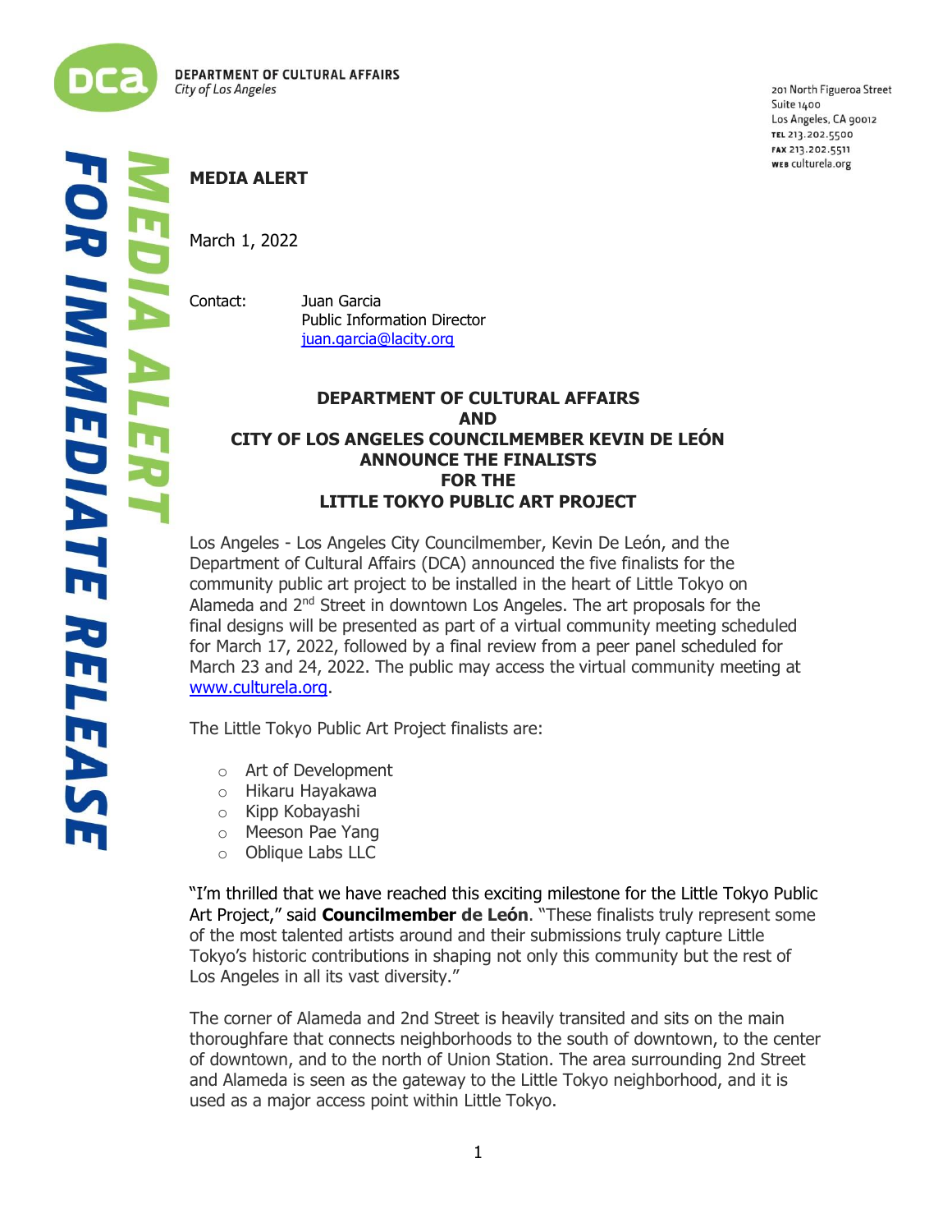DEPARTMENT OF CULTURAL AFFAIRS
*City of Los Angeles*

201 North Figueroa Street
Suite 1400
Los Angeles, CA 90012
TEL 213.202.5500
FAX 213.202.5511
WEB culturela.org

MEDIA ALERT
FOR IMMEDIATE RELEASE

**MEDIA ALERT**

March 1, 2022

Contact: Juan Garcia
Public Information Director
juan.garcia@lacity.org

## DEPARTMENT OF CULTURAL AFFAIRS AND CITY OF LOS ANGELES COUNCILMEMBER KEVIN DE LEÓN ANNOUNCE THE FINALISTS FOR THE LITTLE TOKYO PUBLIC ART PROJECT

Los Angeles - Los Angeles City Councilmember, Kevin De León, and the Department of Cultural Affairs (DCA) announced the five finalists for the community public art project to be installed in the heart of Little Tokyo on Alameda and 2nd Street in downtown Los Angeles. The art proposals for the final designs will be presented as part of a virtual community meeting scheduled for March 17, 2022, followed by a final review from a peer panel scheduled for March 23 and 24, 2022. The public may access the virtual community meeting at www.culturela.org.

The Little Tokyo Public Art Project finalists are:

- Art of Development
- Hikaru Hayakawa
- Kipp Kobayashi
- Meeson Pae Yang
- Oblique Labs LLC

"I'm thrilled that we have reached this exciting milestone for the Little Tokyo Public Art Project," said **Councilmember de León**. "These finalists truly represent some of the most talented artists around and their submissions truly capture Little Tokyo's historic contributions in shaping not only this community but the rest of Los Angeles in all its vast diversity."

The corner of Alameda and 2nd Street is heavily transited and sits on the main thoroughfare that connects neighborhoods to the south of downtown, to the center of downtown, and to the north of Union Station. The area surrounding 2nd Street and Alameda is seen as the gateway to the Little Tokyo neighborhood, and it is used as a major access point within Little Tokyo.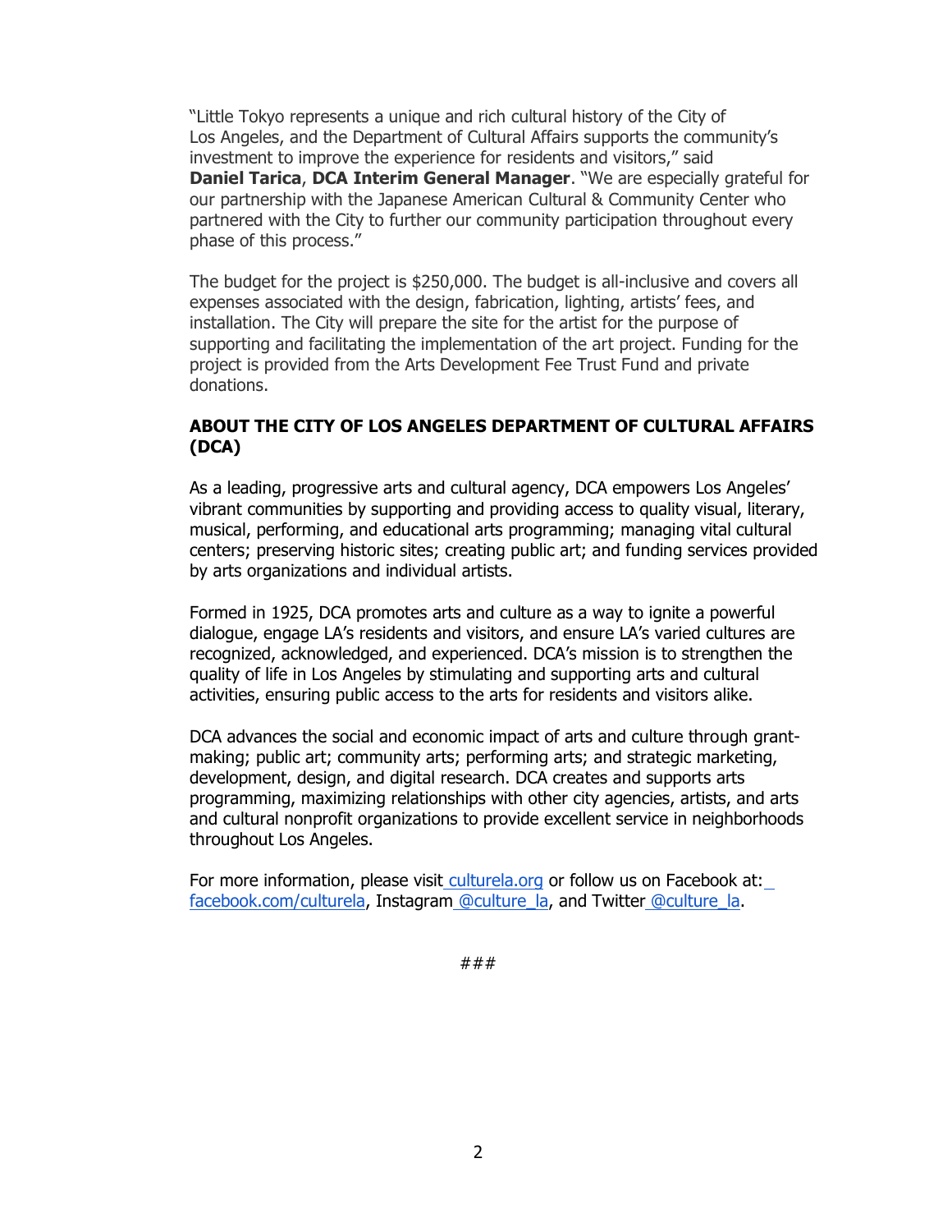"Little Tokyo represents a unique and rich cultural history of the City of Los Angeles, and the Department of Cultural Affairs supports the community's investment to improve the experience for residents and visitors," said **Daniel Tarica**, **DCA Interim General Manager**. "We are especially grateful for our partnership with the Japanese American Cultural & Community Center who partnered with the City to further our community participation throughout every phase of this process."

The budget for the project is $250,000. The budget is all-inclusive and covers all expenses associated with the design, fabrication, lighting, artists' fees, and installation. The City will prepare the site for the artist for the purpose of supporting and facilitating the implementation of the art project. Funding for the project is provided from the Arts Development Fee Trust Fund and private donations.

**ABOUT THE CITY OF LOS ANGELES DEPARTMENT OF CULTURAL AFFAIRS (DCA)**

As a leading, progressive arts and cultural agency, DCA empowers Los Angeles' vibrant communities by supporting and providing access to quality visual, literary, musical, performing, and educational arts programming; managing vital cultural centers; preserving historic sites; creating public art; and funding services provided by arts organizations and individual artists.

Formed in 1925, DCA promotes arts and culture as a way to ignite a powerful dialogue, engage LA's residents and visitors, and ensure LA's varied cultures are recognized, acknowledged, and experienced. DCA's mission is to strengthen the quality of life in Los Angeles by stimulating and supporting arts and cultural activities, ensuring public access to the arts for residents and visitors alike.

DCA advances the social and economic impact of arts and culture through grant-making; public art; community arts; performing arts; and strategic marketing, development, design, and digital research. DCA creates and supports arts programming, maximizing relationships with other city agencies, artists, and arts and cultural nonprofit organizations to provide excellent service in neighborhoods throughout Los Angeles.

For more information, please visit culturela.org or follow us on Facebook at: facebook.com/culturela, Instagram @culture_la, and Twitter @culture_la.

###